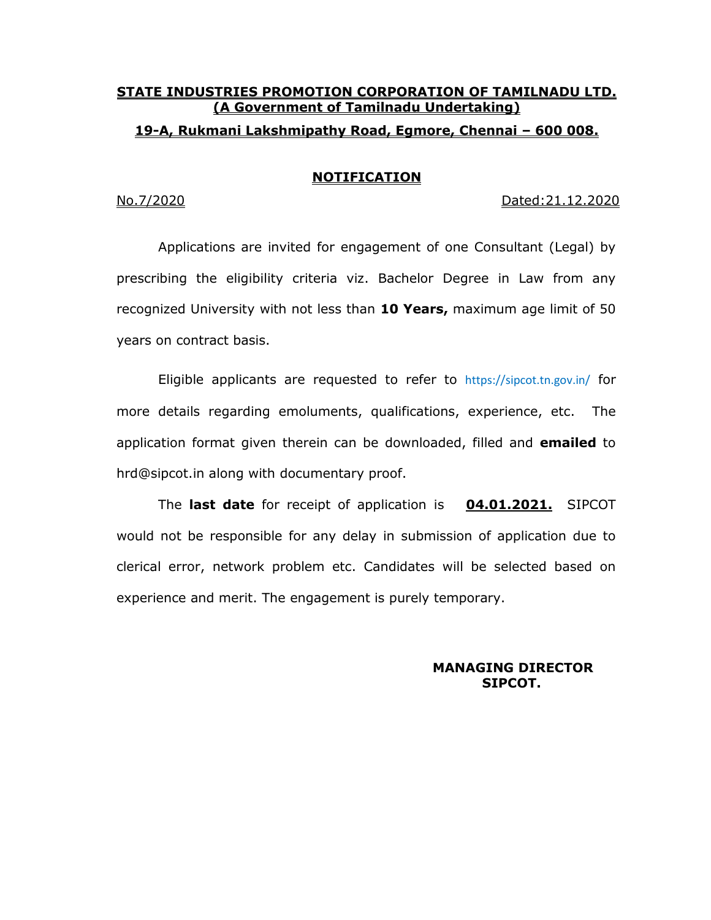# STATE INDUSTRIES PROMOTION CORPORATION OF TAMILNADU LTD.

## (A Government of Tamilnadu Undertaking)

## 19-A, Rukmani Lakshmipathy Road, Egmore, Chennai – 600 008.

### NOTIFICATION

No.7/2020 Dated:21.12.2020

Applications are invited for engagement of one Consultant (Legal) by prescribing the eligibility criteria viz. Bachelor Degree in Law from any recognized University with not less than **10 Years,** maximum age limit of 50 years on contract basis.

Eligible applicants are requested to refer to https://sipcot.tn.gov.in/ for more details regarding emoluments, qualifications, experience, etc. The application format given therein can be downloaded, filled and **emailed** to hrd@sipcot.in along with documentary proof.

The **last date** for receipt of application is **04.01.2021.** SIPCOT would not be responsible for any delay in submission of application due to clerical error, network problem etc. Candidates will be selected based on experience and merit. The engagement is purely temporary.

**MANAGING DIRECTOR**
**SIPCOT.**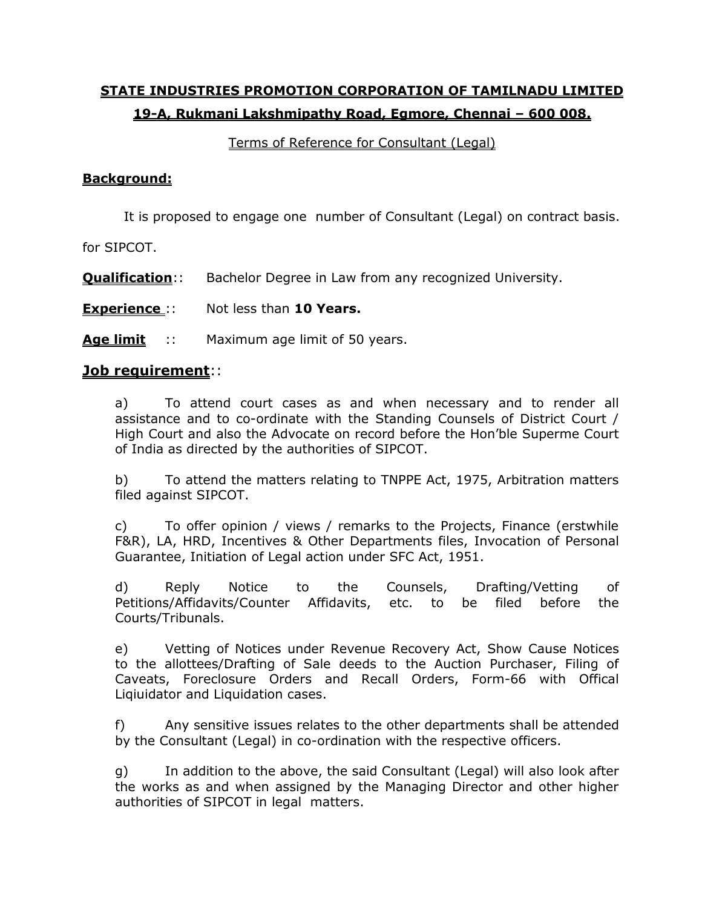**STATE INDUSTRIES PROMOTION CORPORATION OF TAMILNADU LIMITED**

**19-A, Rukmani Lakshmipathy Road, Egmore, Chennai – 600 008.**

Terms of Reference for Consultant (Legal)

**Background:**

It is proposed to engage one number of Consultant (Legal) on contract basis. for SIPCOT.

**Qualification**:: Bachelor Degree in Law from any recognized University.

**Experience** :: Not less than **10 Years.**

**Age limit** :: Maximum age limit of 50 years.

## Job requirement::

a) To attend court cases as and when necessary and to render all assistance and to co-ordinate with the Standing Counsels of District Court / High Court and also the Advocate on record before the Hon'ble Superme Court of India as directed by the authorities of SIPCOT.

b) To attend the matters relating to TNPPE Act, 1975, Arbitration matters filed against SIPCOT.

c) To offer opinion / views / remarks to the Projects, Finance (erstwhile F&R), LA, HRD, Incentives & Other Departments files, Invocation of Personal Guarantee, Initiation of Legal action under SFC Act, 1951.

d) Reply Notice to the Counsels, Drafting/Vetting of Petitions/Affidavits/Counter Affidavits, etc. to be filed before the Courts/Tribunals.

e) Vetting of Notices under Revenue Recovery Act, Show Cause Notices to the allottees/Drafting of Sale deeds to the Auction Purchaser, Filing of Caveats, Foreclosure Orders and Recall Orders, Form-66 with Offical Liqiuidator and Liquidation cases.

f) Any sensitive issues relates to the other departments shall be attended by the Consultant (Legal) in co-ordination with the respective officers.

g) In addition to the above, the said Consultant (Legal) will also look after the works as and when assigned by the Managing Director and other higher authorities of SIPCOT in legal matters.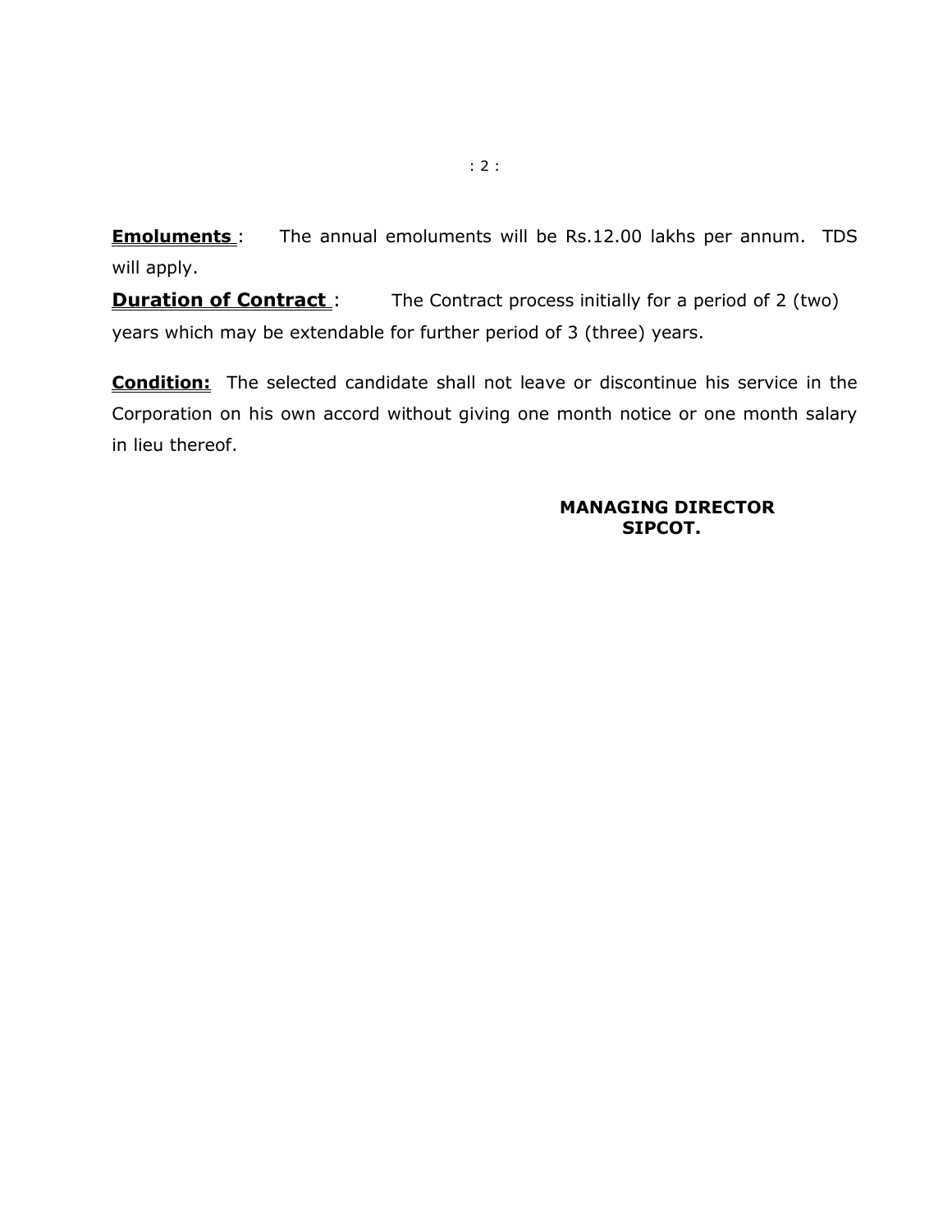**Emoluments** : The annual emoluments will be Rs.12.00 lakhs per annum. TDS will apply.

**Duration of Contract** : The Contract process initially for a period of 2 (two) years which may be extendable for further period of 3 (three) years.

**Condition:** The selected candidate shall not leave or discontinue his service in the Corporation on his own accord without giving one month notice or one month salary in lieu thereof.

**MANAGING DIRECTOR**
**SIPCOT.**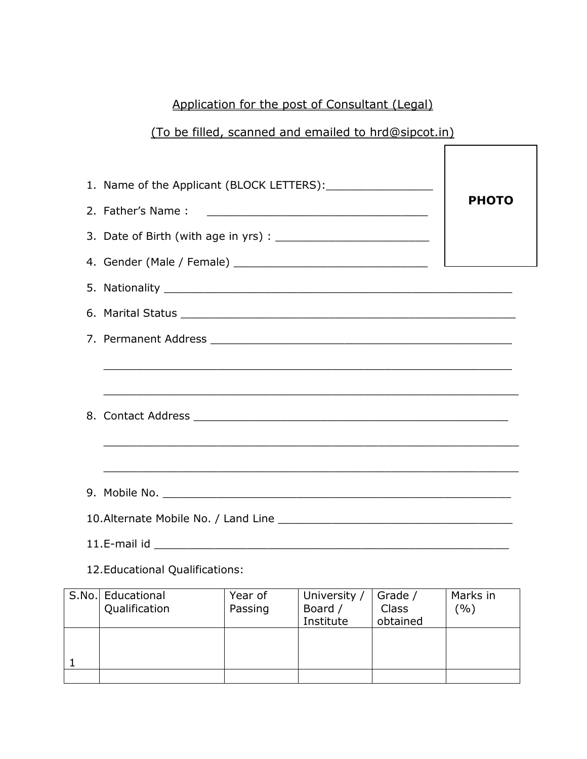Application for the post of Consultant (Legal)

(To be filled, scanned and emailed to hrd@sipcot.in)

**PHOTO**

1. Name of the Applicant (BLOCK LETTERS):________________
2. Father's Name : _________________________________
3. Date of Birth (with age in yrs) : _______________________
4. Gender (Male / Female) _____________________________
5. Nationality ____________________________________________________
6. Marital Status __________________________________________________
7. Permanent Address _____________________________________________

   ______________________________________________________________

   ______________________________________________________________
8. Contact Address ________________________________________________

   ______________________________________________________________

   ______________________________________________________________
9. Mobile No. _____________________________________________________
10. Alternate Mobile No. / Land Line ___________________________________
11. E-mail id ______________________________________________________
12. Educational Qualifications:

| S.No. | Educational Qualification | Year of Passing | University / Board / Institute | Grade / Class obtained | Marks in (%) |
|---|---|---|---|---|---|
| 1 | | | | | |
| | | | | | |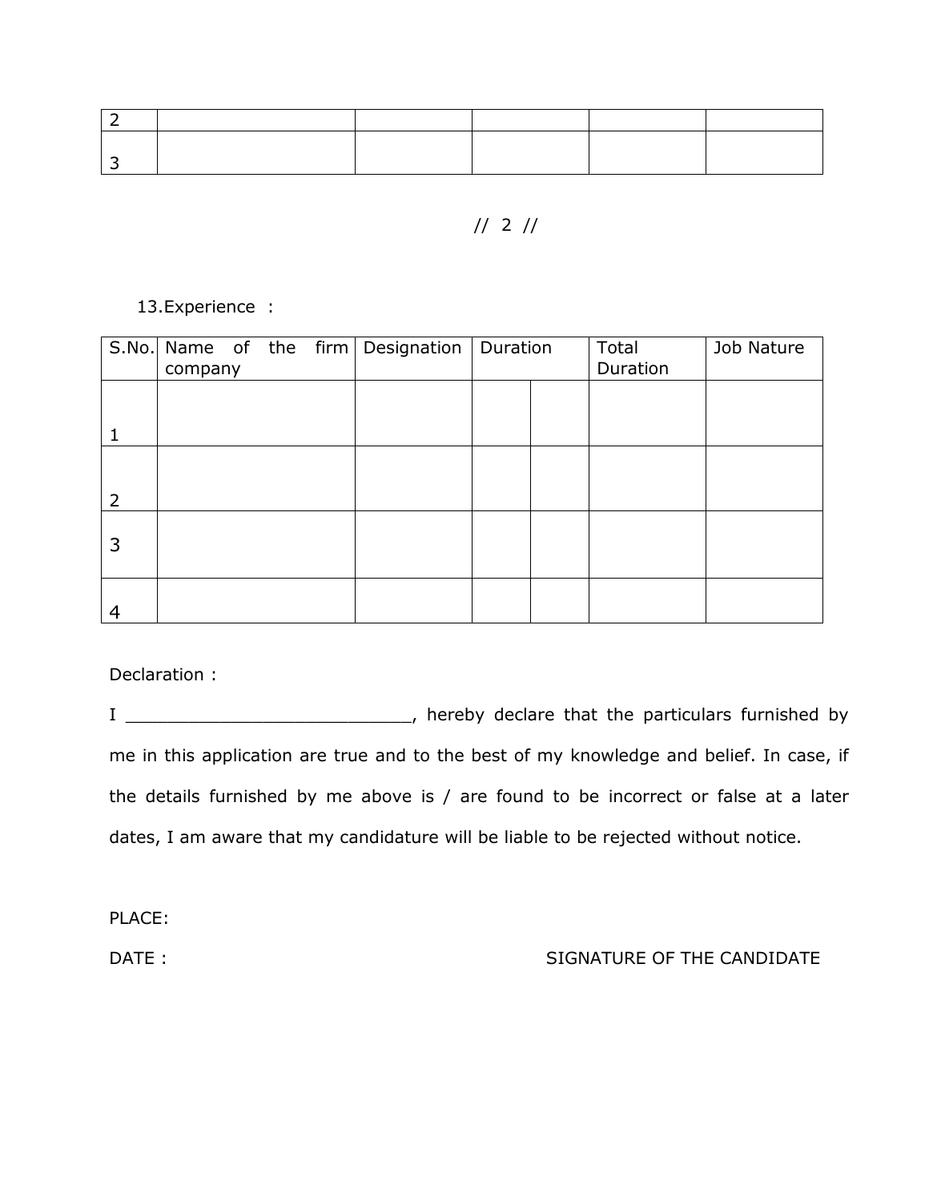| | | | | | |
|---|---|---|---|---|---|
| 2 | | | | | |
| 3 | | | | | |

// 2 //

13.Experience :

| S.No. | Name of the firm company | Designation | Duration | | Total Duration | Job Nature |
|---|---|---|---|---|---|---|
| 1 | | | | | | |
| 2 | | | | | | |
| 3 | | | | | | |
| 4 | | | | | | |

Declaration :

I ___________________________, hereby declare that the particulars furnished by me in this application are true and to the best of my knowledge and belief. In case, if the details furnished by me above is / are found to be incorrect or false at a later dates, I am aware that my candidature will be liable to be rejected without notice.

PLACE:

DATE : SIGNATURE OF THE CANDIDATE